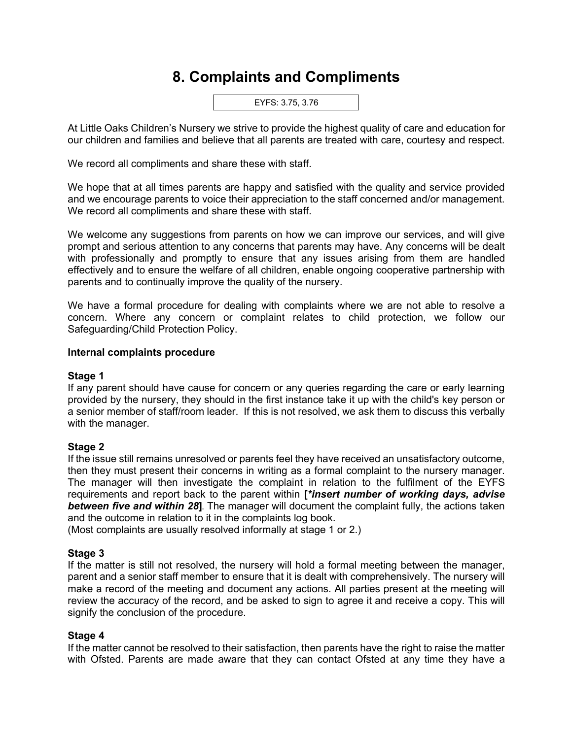# 8. Complaints and Compliments

EYFS: 3.75, 3.76

At Little Oaks Children's Nursery we strive to provide the highest quality of care and education for our children and families and believe that all parents are treated with care, courtesy and respect.

We record all compliments and share these with staff.

We hope that at all times parents are happy and satisfied with the quality and service provided and we encourage parents to voice their appreciation to the staff concerned and/or management. We record all compliments and share these with staff.

We welcome any suggestions from parents on how we can improve our services, and will give prompt and serious attention to any concerns that parents may have. Any concerns will be dealt with professionally and promptly to ensure that any issues arising from them are handled effectively and to ensure the welfare of all children, enable ongoing cooperative partnership with parents and to continually improve the quality of the nursery.

We have a formal procedure for dealing with complaints where we are not able to resolve a concern. Where any concern or complaint relates to child protection, we follow our Safeguarding/Child Protection Policy.

**Internal complaints procedure**

**Stage 1**
If any parent should have cause for concern or any queries regarding the care or early learning provided by the nursery, they should in the first instance take it up with the child's key person or a senior member of staff/room leader. If this is not resolved, we ask them to discuss this verbally with the manager.

**Stage 2**
If the issue still remains unresolved or parents feel they have received an unsatisfactory outcome, then they must present their concerns in writing as a formal complaint to the nursery manager. The manager will then investigate the complaint in relation to the fulfilment of the EYFS requirements and report back to the parent within **[*\*insert number of working days, advise between five and within 28*]**. The manager will document the complaint fully, the actions taken and the outcome in relation to it in the complaints log book.
(Most complaints are usually resolved informally at stage 1 or 2.)

**Stage 3**
If the matter is still not resolved, the nursery will hold a formal meeting between the manager, parent and a senior staff member to ensure that it is dealt with comprehensively. The nursery will make a record of the meeting and document any actions. All parties present at the meeting will review the accuracy of the record, and be asked to sign to agree it and receive a copy. This will signify the conclusion of the procedure.

**Stage 4**
If the matter cannot be resolved to their satisfaction, then parents have the right to raise the matter with Ofsted. Parents are made aware that they can contact Ofsted at any time they have a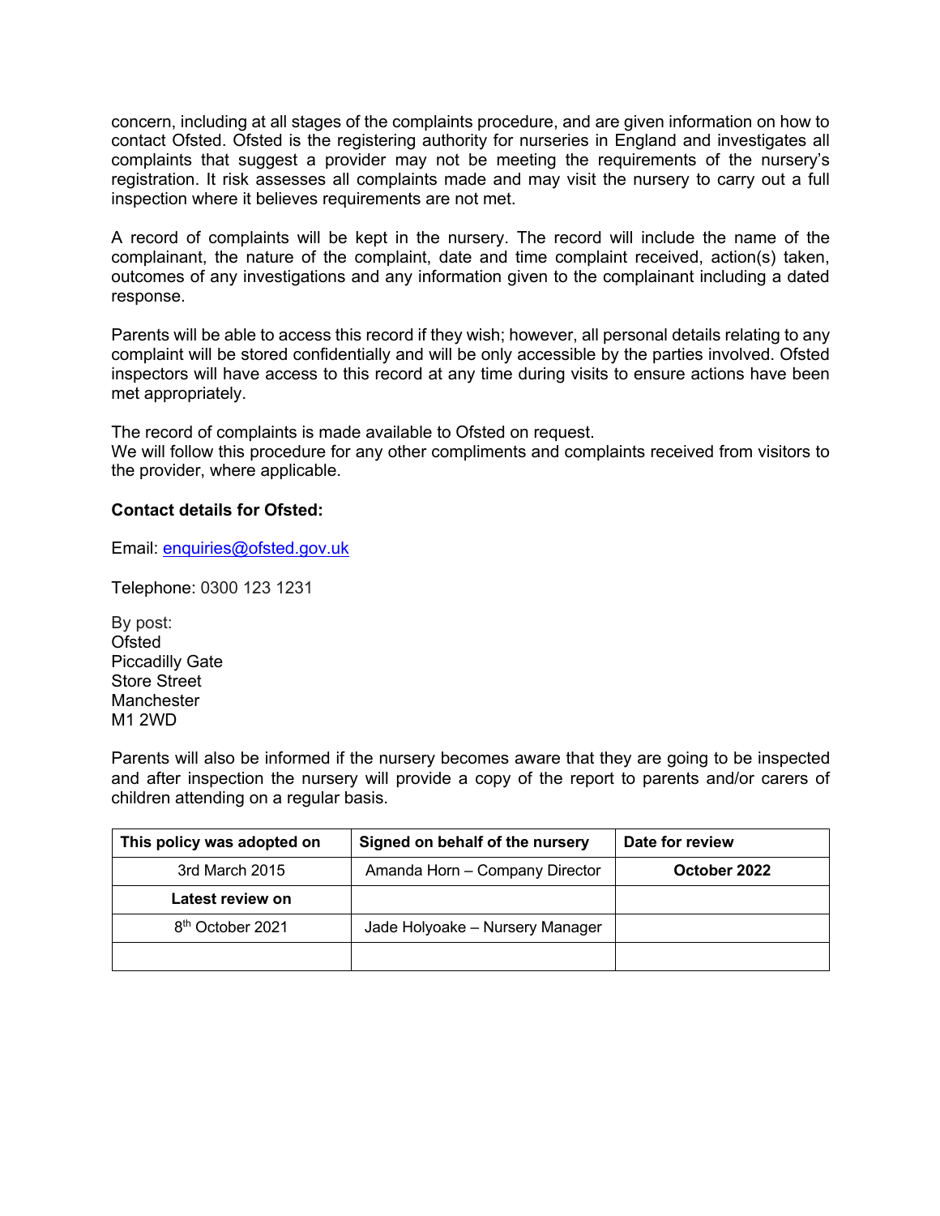concern, including at all stages of the complaints procedure, and are given information on how to contact Ofsted. Ofsted is the registering authority for nurseries in England and investigates all complaints that suggest a provider may not be meeting the requirements of the nursery's registration. It risk assesses all complaints made and may visit the nursery to carry out a full inspection where it believes requirements are not met.

A record of complaints will be kept in the nursery. The record will include the name of the complainant, the nature of the complaint, date and time complaint received, action(s) taken, outcomes of any investigations and any information given to the complainant including a dated response.

Parents will be able to access this record if they wish; however, all personal details relating to any complaint will be stored confidentially and will be only accessible by the parties involved. Ofsted inspectors will have access to this record at any time during visits to ensure actions have been met appropriately.

The record of complaints is made available to Ofsted on request.
We will follow this procedure for any other compliments and complaints received from visitors to the provider, where applicable.

**Contact details for Ofsted:**

Email: enquiries@ofsted.gov.uk

Telephone: 0300 123 1231

By post:
Ofsted
Piccadilly Gate
Store Street
Manchester
M1 2WD

Parents will also be informed if the nursery becomes aware that they are going to be inspected and after inspection the nursery will provide a copy of the report to parents and/or carers of children attending on a regular basis.

| This policy was adopted on | Signed on behalf of the nursery | Date for review |
|---|---|---|
| 3rd March 2015 | Amanda Horn – Company Director | **October 2022** |
| **Latest review on** | | |
| 8th October 2021 | Jade Holyoake – Nursery Manager | |
| | | |